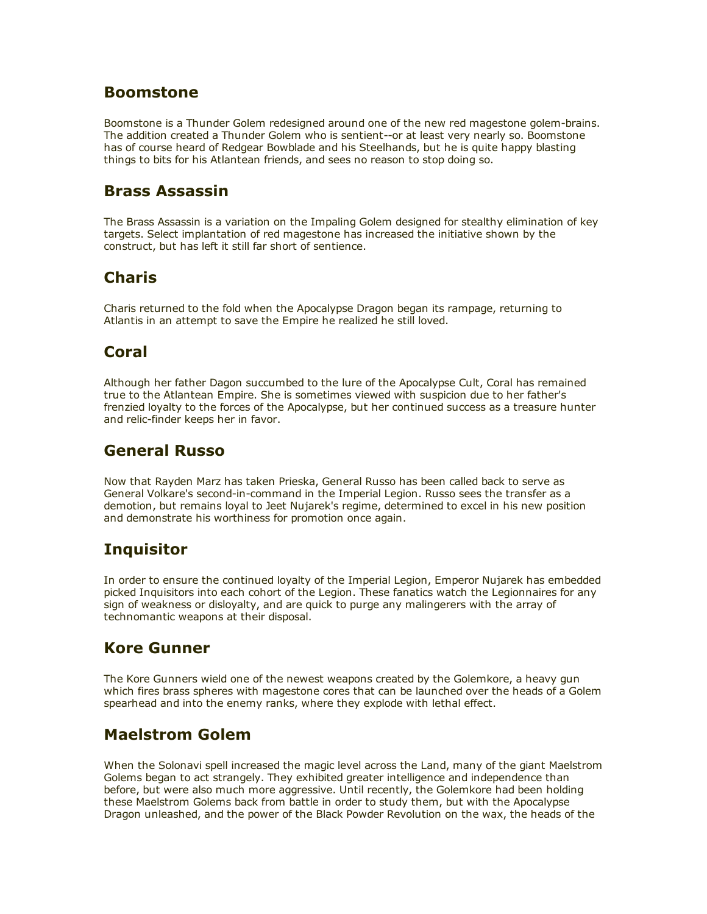## Boomstone

Boomstone is a Thunder Golem redesigned around one of the new red magestone golem-brains. The addition created a Thunder Golem who is sentient--or at least very nearly so. Boomstone has of course heard of Redgear Bowblade and his Steelhands, but he is quite happy blasting things to bits for his Atlantean friends, and sees no reason to stop doing so.

## Brass Assassin

The Brass Assassin is a variation on the Impaling Golem designed for stealthy elimination of key targets. Select implantation of red magestone has increased the initiative shown by the construct, but has left it still far short of sentience.

## Charis

Charis returned to the fold when the Apocalypse Dragon began its rampage, returning to Atlantis in an attempt to save the Empire he realized he still loved.

## Coral

Although her father Dagon succumbed to the lure of the Apocalypse Cult, Coral has remained true to the Atlantean Empire. She is sometimes viewed with suspicion due to her father's frenzied loyalty to the forces of the Apocalypse, but her continued success as a treasure hunter and relic-finder keeps her in favor.

## General Russo

Now that Rayden Marz has taken Prieska, General Russo has been called back to serve as General Volkare's second-in-command in the Imperial Legion. Russo sees the transfer as a demotion, but remains loyal to Jeet Nujarek's regime, determined to excel in his new position and demonstrate his worthiness for promotion once again.

## Inquisitor

In order to ensure the continued loyalty of the Imperial Legion, Emperor Nujarek has embedded picked Inquisitors into each cohort of the Legion. These fanatics watch the Legionnaires for any sign of weakness or disloyalty, and are quick to purge any malingerers with the array of technomantic weapons at their disposal.

## Kore Gunner

The Kore Gunners wield one of the newest weapons created by the Golemkore, a heavy gun which fires brass spheres with magestone cores that can be launched over the heads of a Golem spearhead and into the enemy ranks, where they explode with lethal effect.

## Maelstrom Golem

When the Solonavi spell increased the magic level across the Land, many of the giant Maelstrom Golems began to act strangely. They exhibited greater intelligence and independence than before, but were also much more aggressive. Until recently, the Golemkore had been holding these Maelstrom Golems back from battle in order to study them, but with the Apocalypse Dragon unleashed, and the power of the Black Powder Revolution on the wax, the heads of the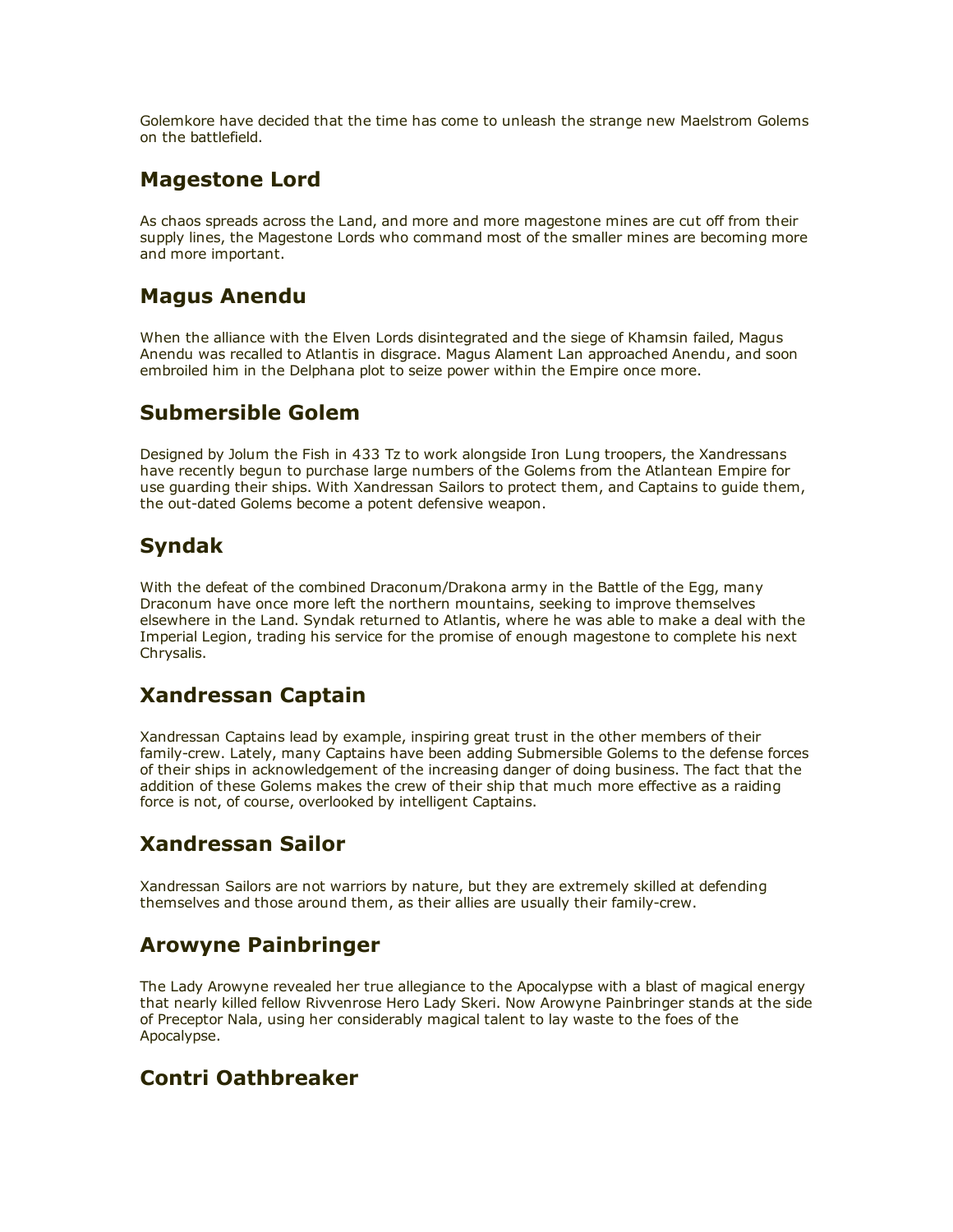Golemkore have decided that the time has come to unleash the strange new Maelstrom Golems on the battlefield.

## Magestone Lord

As chaos spreads across the Land, and more and more magestone mines are cut off from their supply lines, the Magestone Lords who command most of the smaller mines are becoming more and more important.

## Magus Anendu

When the alliance with the Elven Lords disintegrated and the siege of Khamsin failed, Magus Anendu was recalled to Atlantis in disgrace. Magus Alament Lan approached Anendu, and soon embroiled him in the Delphana plot to seize power within the Empire once more.

## Submersible Golem

Designed by Jolum the Fish in 433 Tz to work alongside Iron Lung troopers, the Xandressans have recently begun to purchase large numbers of the Golems from the Atlantean Empire for use guarding their ships. With Xandressan Sailors to protect them, and Captains to guide them, the out-dated Golems become a potent defensive weapon.

## Syndak

With the defeat of the combined Draconum/Drakona army in the Battle of the Egg, many Draconum have once more left the northern mountains, seeking to improve themselves elsewhere in the Land. Syndak returned to Atlantis, where he was able to make a deal with the Imperial Legion, trading his service for the promise of enough magestone to complete his next Chrysalis.

## Xandressan Captain

Xandressan Captains lead by example, inspiring great trust in the other members of their family-crew. Lately, many Captains have been adding Submersible Golems to the defense forces of their ships in acknowledgement of the increasing danger of doing business. The fact that the addition of these Golems makes the crew of their ship that much more effective as a raiding force is not, of course, overlooked by intelligent Captains.

## Xandressan Sailor

Xandressan Sailors are not warriors by nature, but they are extremely skilled at defending themselves and those around them, as their allies are usually their family-crew.

## Arowyne Painbringer

The Lady Arowyne revealed her true allegiance to the Apocalypse with a blast of magical energy that nearly killed fellow Rivvenrose Hero Lady Skeri. Now Arowyne Painbringer stands at the side of Preceptor Nala, using her considerably magical talent to lay waste to the foes of the Apocalypse.

## Contri Oathbreaker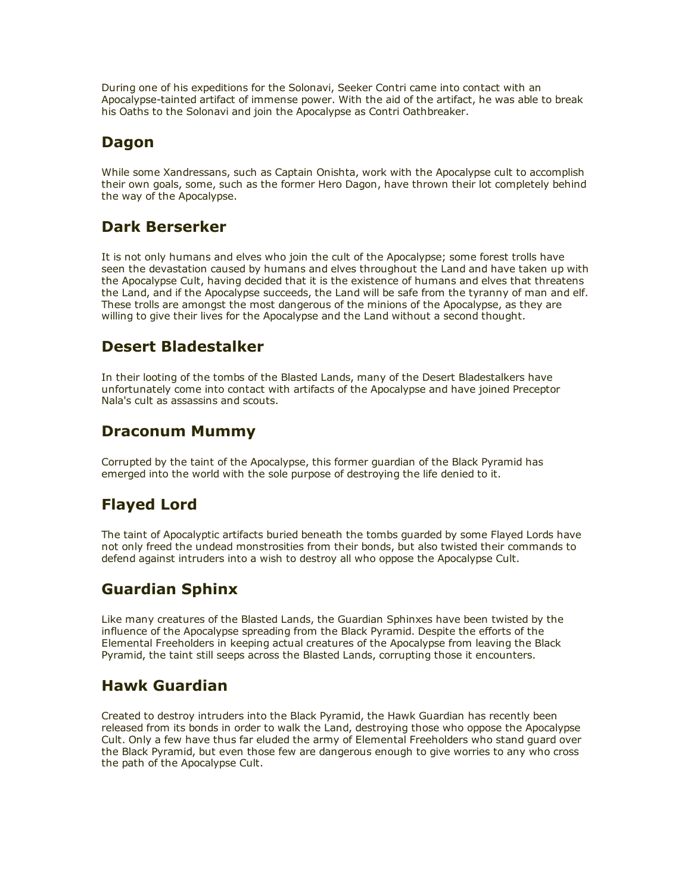During one of his expeditions for the Solonavi, Seeker Contri came into contact with an Apocalypse-tainted artifact of immense power. With the aid of the artifact, he was able to break his Oaths to the Solonavi and join the Apocalypse as Contri Oathbreaker.

## Dagon

While some Xandressans, such as Captain Onishta, work with the Apocalypse cult to accomplish their own goals, some, such as the former Hero Dagon, have thrown their lot completely behind the way of the Apocalypse.

## Dark Berserker

It is not only humans and elves who join the cult of the Apocalypse; some forest trolls have seen the devastation caused by humans and elves throughout the Land and have taken up with the Apocalypse Cult, having decided that it is the existence of humans and elves that threatens the Land, and if the Apocalypse succeeds, the Land will be safe from the tyranny of man and elf. These trolls are amongst the most dangerous of the minions of the Apocalypse, as they are willing to give their lives for the Apocalypse and the Land without a second thought.

## Desert Bladestalker

In their looting of the tombs of the Blasted Lands, many of the Desert Bladestalkers have unfortunately come into contact with artifacts of the Apocalypse and have joined Preceptor Nala's cult as assassins and scouts.

## Draconum Mummy

Corrupted by the taint of the Apocalypse, this former guardian of the Black Pyramid has emerged into the world with the sole purpose of destroying the life denied to it.

## Flayed Lord

The taint of Apocalyptic artifacts buried beneath the tombs guarded by some Flayed Lords have not only freed the undead monstrosities from their bonds, but also twisted their commands to defend against intruders into a wish to destroy all who oppose the Apocalypse Cult.

## Guardian Sphinx

Like many creatures of the Blasted Lands, the Guardian Sphinxes have been twisted by the influence of the Apocalypse spreading from the Black Pyramid. Despite the efforts of the Elemental Freeholders in keeping actual creatures of the Apocalypse from leaving the Black Pyramid, the taint still seeps across the Blasted Lands, corrupting those it encounters.

## Hawk Guardian

Created to destroy intruders into the Black Pyramid, the Hawk Guardian has recently been released from its bonds in order to walk the Land, destroying those who oppose the Apocalypse Cult. Only a few have thus far eluded the army of Elemental Freeholders who stand guard over the Black Pyramid, but even those few are dangerous enough to give worries to any who cross the path of the Apocalypse Cult.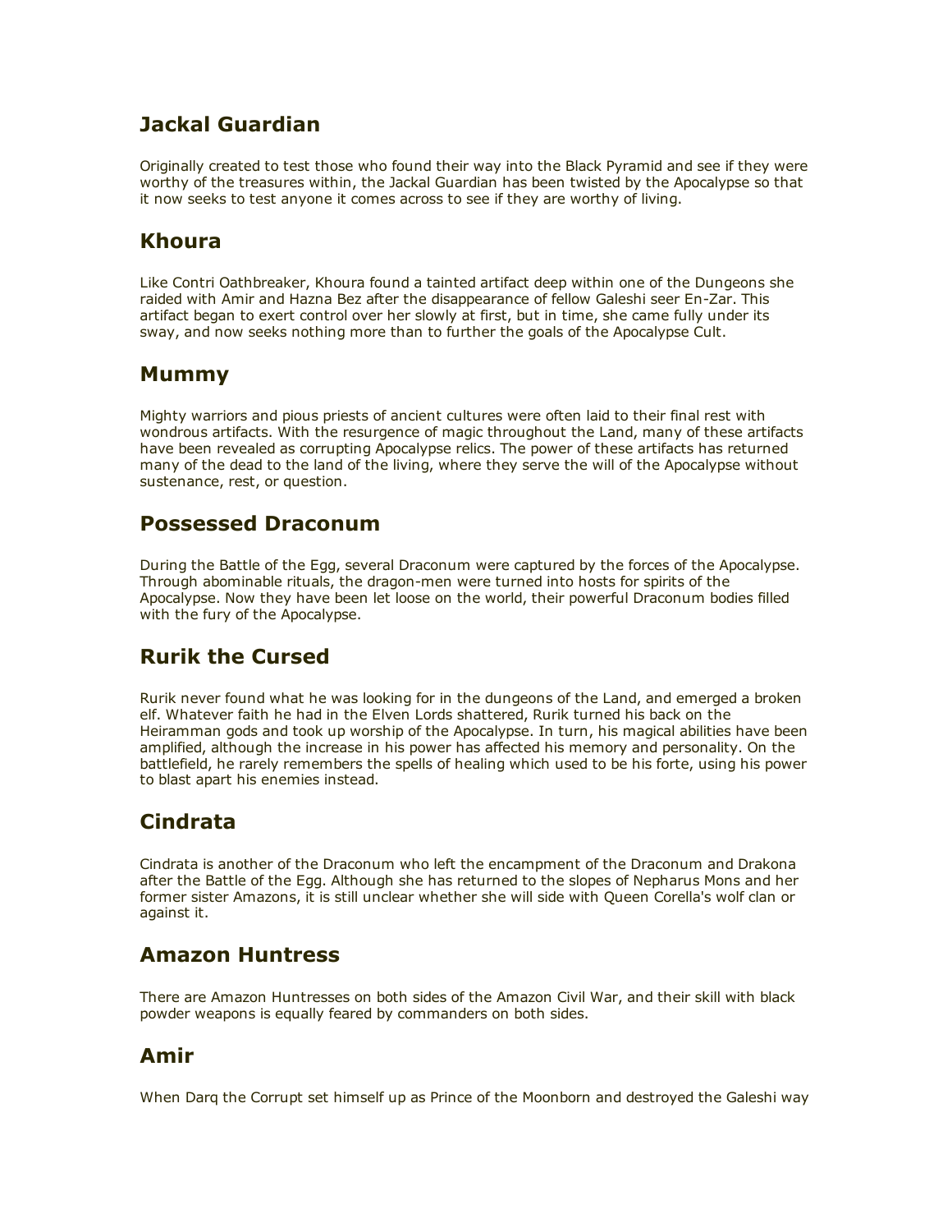## Jackal Guardian

Originally created to test those who found their way into the Black Pyramid and see if they were worthy of the treasures within, the Jackal Guardian has been twisted by the Apocalypse so that it now seeks to test anyone it comes across to see if they are worthy of living.

## Khoura

Like Contri Oathbreaker, Khoura found a tainted artifact deep within one of the Dungeons she raided with Amir and Hazna Bez after the disappearance of fellow Galeshi seer En-Zar. This artifact began to exert control over her slowly at first, but in time, she came fully under its sway, and now seeks nothing more than to further the goals of the Apocalypse Cult.

## Mummy

Mighty warriors and pious priests of ancient cultures were often laid to their final rest with wondrous artifacts. With the resurgence of magic throughout the Land, many of these artifacts have been revealed as corrupting Apocalypse relics. The power of these artifacts has returned many of the dead to the land of the living, where they serve the will of the Apocalypse without sustenance, rest, or question.

## Possessed Draconum

During the Battle of the Egg, several Draconum were captured by the forces of the Apocalypse. Through abominable rituals, the dragon-men were turned into hosts for spirits of the Apocalypse. Now they have been let loose on the world, their powerful Draconum bodies filled with the fury of the Apocalypse.

## Rurik the Cursed

Rurik never found what he was looking for in the dungeons of the Land, and emerged a broken elf. Whatever faith he had in the Elven Lords shattered, Rurik turned his back on the Heiramman gods and took up worship of the Apocalypse. In turn, his magical abilities have been amplified, although the increase in his power has affected his memory and personality. On the battlefield, he rarely remembers the spells of healing which used to be his forte, using his power to blast apart his enemies instead.

## Cindrata

Cindrata is another of the Draconum who left the encampment of the Draconum and Drakona after the Battle of the Egg. Although she has returned to the slopes of Nepharus Mons and her former sister Amazons, it is still unclear whether she will side with Queen Corella's wolf clan or against it.

## Amazon Huntress

There are Amazon Huntresses on both sides of the Amazon Civil War, and their skill with black powder weapons is equally feared by commanders on both sides.

## Amir

When Darq the Corrupt set himself up as Prince of the Moonborn and destroyed the Galeshi way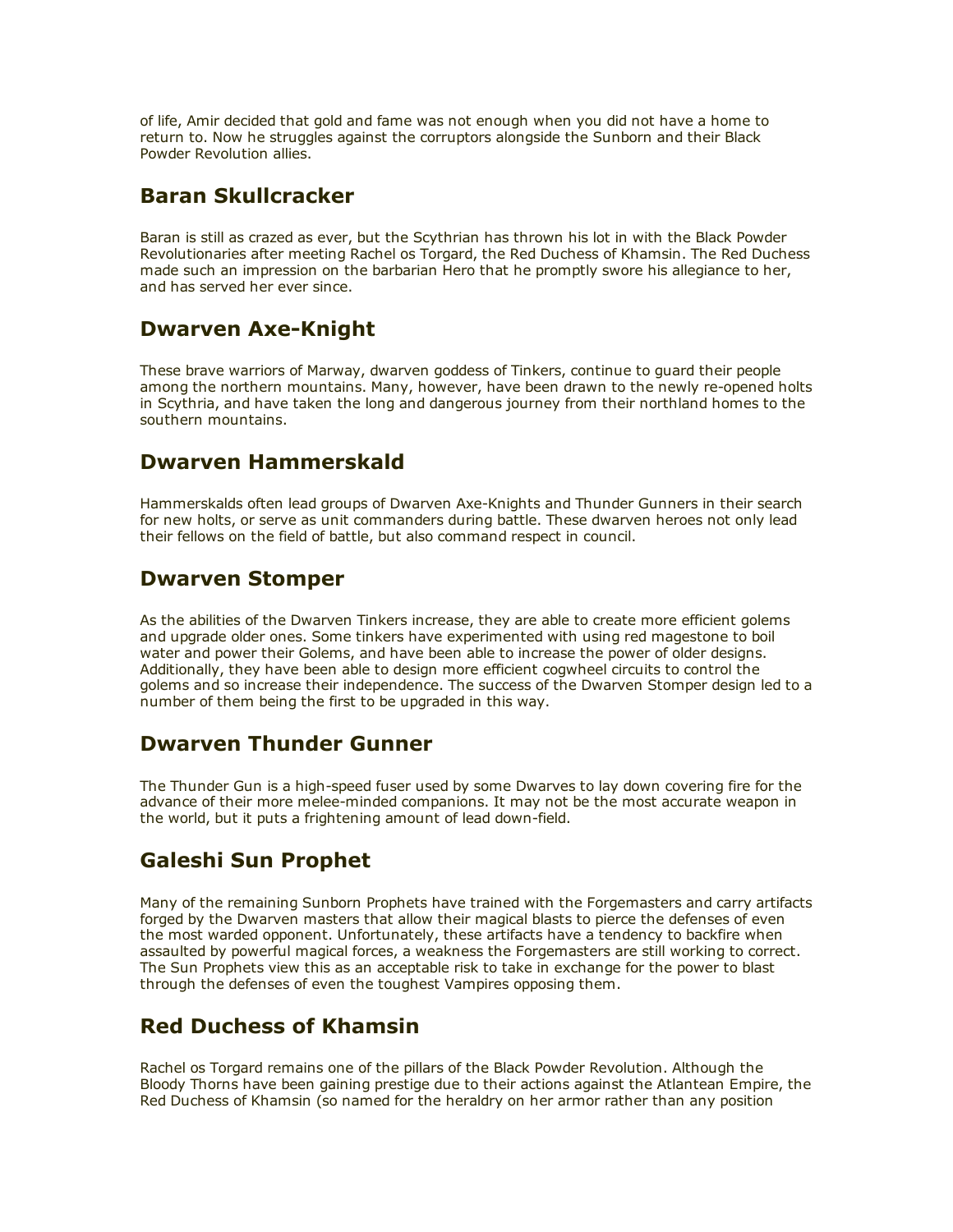of life, Amir decided that gold and fame was not enough when you did not have a home to return to. Now he struggles against the corruptors alongside the Sunborn and their Black Powder Revolution allies.

## Baran Skullcracker

Baran is still as crazed as ever, but the Scythrian has thrown his lot in with the Black Powder Revolutionaries after meeting Rachel os Torgard, the Red Duchess of Khamsin. The Red Duchess made such an impression on the barbarian Hero that he promptly swore his allegiance to her, and has served her ever since.

## Dwarven Axe-Knight

These brave warriors of Marway, dwarven goddess of Tinkers, continue to guard their people among the northern mountains. Many, however, have been drawn to the newly re-opened holts in Scythria, and have taken the long and dangerous journey from their northland homes to the southern mountains.

## Dwarven Hammerskald

Hammerskalds often lead groups of Dwarven Axe-Knights and Thunder Gunners in their search for new holts, or serve as unit commanders during battle. These dwarven heroes not only lead their fellows on the field of battle, but also command respect in council.

## Dwarven Stomper

As the abilities of the Dwarven Tinkers increase, they are able to create more efficient golems and upgrade older ones. Some tinkers have experimented with using red magestone to boil water and power their Golems, and have been able to increase the power of older designs. Additionally, they have been able to design more efficient cogwheel circuits to control the golems and so increase their independence. The success of the Dwarven Stomper design led to a number of them being the first to be upgraded in this way.

## Dwarven Thunder Gunner

The Thunder Gun is a high-speed fuser used by some Dwarves to lay down covering fire for the advance of their more melee-minded companions. It may not be the most accurate weapon in the world, but it puts a frightening amount of lead down-field.

## Galeshi Sun Prophet

Many of the remaining Sunborn Prophets have trained with the Forgemasters and carry artifacts forged by the Dwarven masters that allow their magical blasts to pierce the defenses of even the most warded opponent. Unfortunately, these artifacts have a tendency to backfire when assaulted by powerful magical forces, a weakness the Forgemasters are still working to correct. The Sun Prophets view this as an acceptable risk to take in exchange for the power to blast through the defenses of even the toughest Vampires opposing them.

## Red Duchess of Khamsin

Rachel os Torgard remains one of the pillars of the Black Powder Revolution. Although the Bloody Thorns have been gaining prestige due to their actions against the Atlantean Empire, the Red Duchess of Khamsin (so named for the heraldry on her armor rather than any position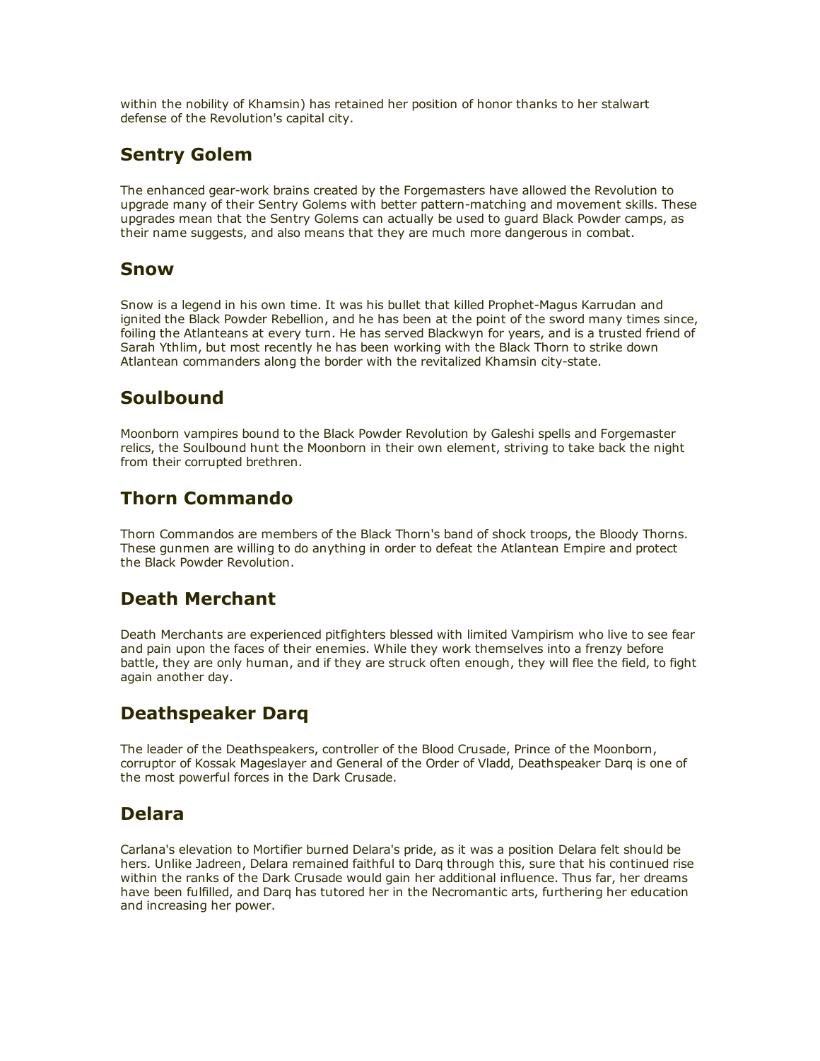within the nobility of Khamsin) has retained her position of honor thanks to her stalwart defense of the Revolution's capital city.

## Sentry Golem

The enhanced gear-work brains created by the Forgemasters have allowed the Revolution to upgrade many of their Sentry Golems with better pattern-matching and movement skills. These upgrades mean that the Sentry Golems can actually be used to guard Black Powder camps, as their name suggests, and also means that they are much more dangerous in combat.

## Snow

Snow is a legend in his own time. It was his bullet that killed Prophet-Magus Karrudan and ignited the Black Powder Rebellion, and he has been at the point of the sword many times since, foiling the Atlanteans at every turn. He has served Blackwyn for years, and is a trusted friend of Sarah Ythlim, but most recently he has been working with the Black Thorn to strike down Atlantean commanders along the border with the revitalized Khamsin city-state.

## Soulbound

Moonborn vampires bound to the Black Powder Revolution by Galeshi spells and Forgemaster relics, the Soulbound hunt the Moonborn in their own element, striving to take back the night from their corrupted brethren.

## Thorn Commando

Thorn Commandos are members of the Black Thorn's band of shock troops, the Bloody Thorns. These gunmen are willing to do anything in order to defeat the Atlantean Empire and protect the Black Powder Revolution.

## Death Merchant

Death Merchants are experienced pitfighters blessed with limited Vampirism who live to see fear and pain upon the faces of their enemies. While they work themselves into a frenzy before battle, they are only human, and if they are struck often enough, they will flee the field, to fight again another day.

## Deathspeaker Darq

The leader of the Deathspeakers, controller of the Blood Crusade, Prince of the Moonborn, corruptor of Kossak Mageslayer and General of the Order of Vladd, Deathspeaker Darq is one of the most powerful forces in the Dark Crusade.

## Delara

Carlana's elevation to Mortifier burned Delara's pride, as it was a position Delara felt should be hers. Unlike Jadreen, Delara remained faithful to Darq through this, sure that his continued rise within the ranks of the Dark Crusade would gain her additional influence. Thus far, her dreams have been fulfilled, and Darq has tutored her in the Necromantic arts, furthering her education and increasing her power.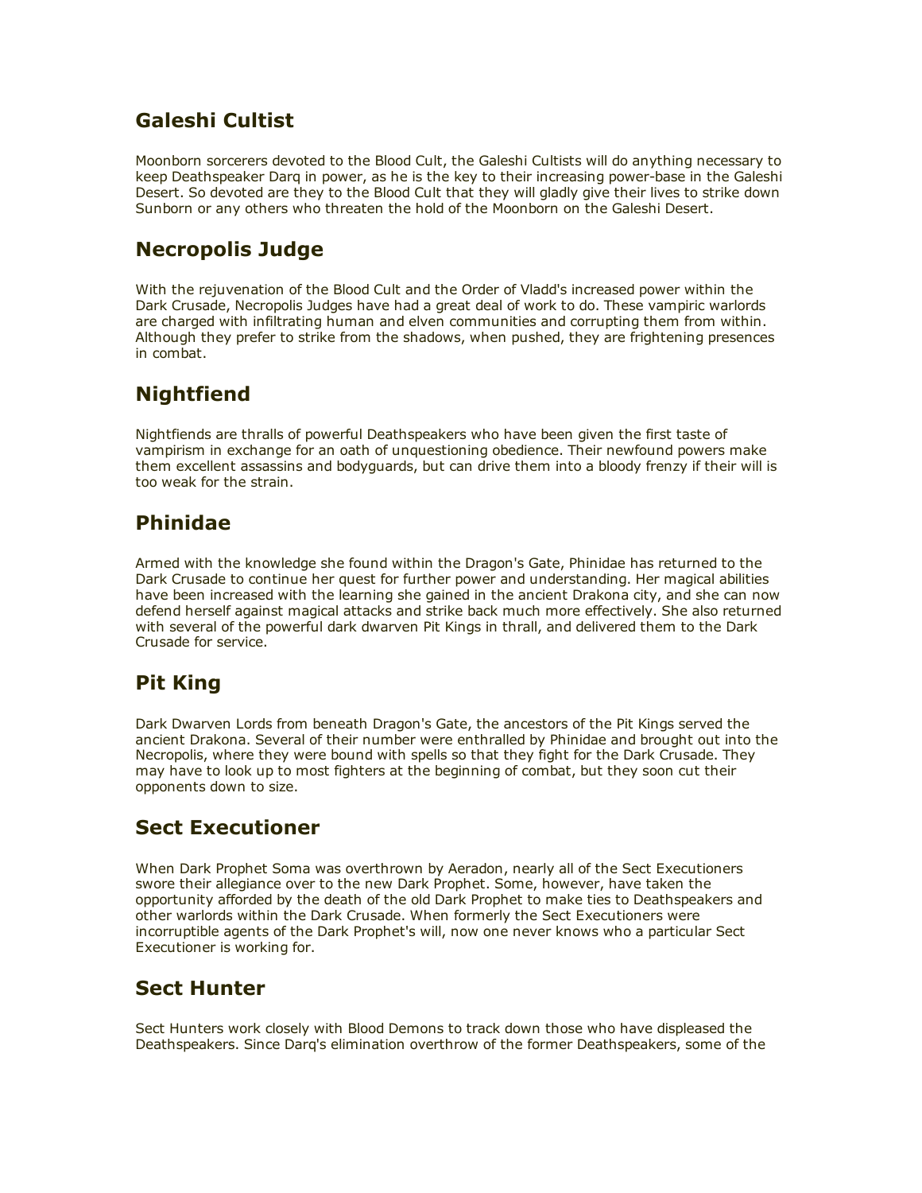## Galeshi Cultist

Moonborn sorcerers devoted to the Blood Cult, the Galeshi Cultists will do anything necessary to keep Deathspeaker Darq in power, as he is the key to their increasing power-base in the Galeshi Desert. So devoted are they to the Blood Cult that they will gladly give their lives to strike down Sunborn or any others who threaten the hold of the Moonborn on the Galeshi Desert.

## Necropolis Judge

With the rejuvenation of the Blood Cult and the Order of Vladd's increased power within the Dark Crusade, Necropolis Judges have had a great deal of work to do. These vampiric warlords are charged with infiltrating human and elven communities and corrupting them from within. Although they prefer to strike from the shadows, when pushed, they are frightening presences in combat.

## Nightfiend

Nightfiends are thralls of powerful Deathspeakers who have been given the first taste of vampirism in exchange for an oath of unquestioning obedience. Their newfound powers make them excellent assassins and bodyguards, but can drive them into a bloody frenzy if their will is too weak for the strain.

## Phinidae

Armed with the knowledge she found within the Dragon's Gate, Phinidae has returned to the Dark Crusade to continue her quest for further power and understanding. Her magical abilities have been increased with the learning she gained in the ancient Drakona city, and she can now defend herself against magical attacks and strike back much more effectively. She also returned with several of the powerful dark dwarven Pit Kings in thrall, and delivered them to the Dark Crusade for service.

## Pit King

Dark Dwarven Lords from beneath Dragon's Gate, the ancestors of the Pit Kings served the ancient Drakona. Several of their number were enthralled by Phinidae and brought out into the Necropolis, where they were bound with spells so that they fight for the Dark Crusade. They may have to look up to most fighters at the beginning of combat, but they soon cut their opponents down to size.

## Sect Executioner

When Dark Prophet Soma was overthrown by Aeradon, nearly all of the Sect Executioners swore their allegiance over to the new Dark Prophet. Some, however, have taken the opportunity afforded by the death of the old Dark Prophet to make ties to Deathspeakers and other warlords within the Dark Crusade. When formerly the Sect Executioners were incorruptible agents of the Dark Prophet's will, now one never knows who a particular Sect Executioner is working for.

## Sect Hunter

Sect Hunters work closely with Blood Demons to track down those who have displeased the Deathspeakers. Since Darq's elimination overthrow of the former Deathspeakers, some of the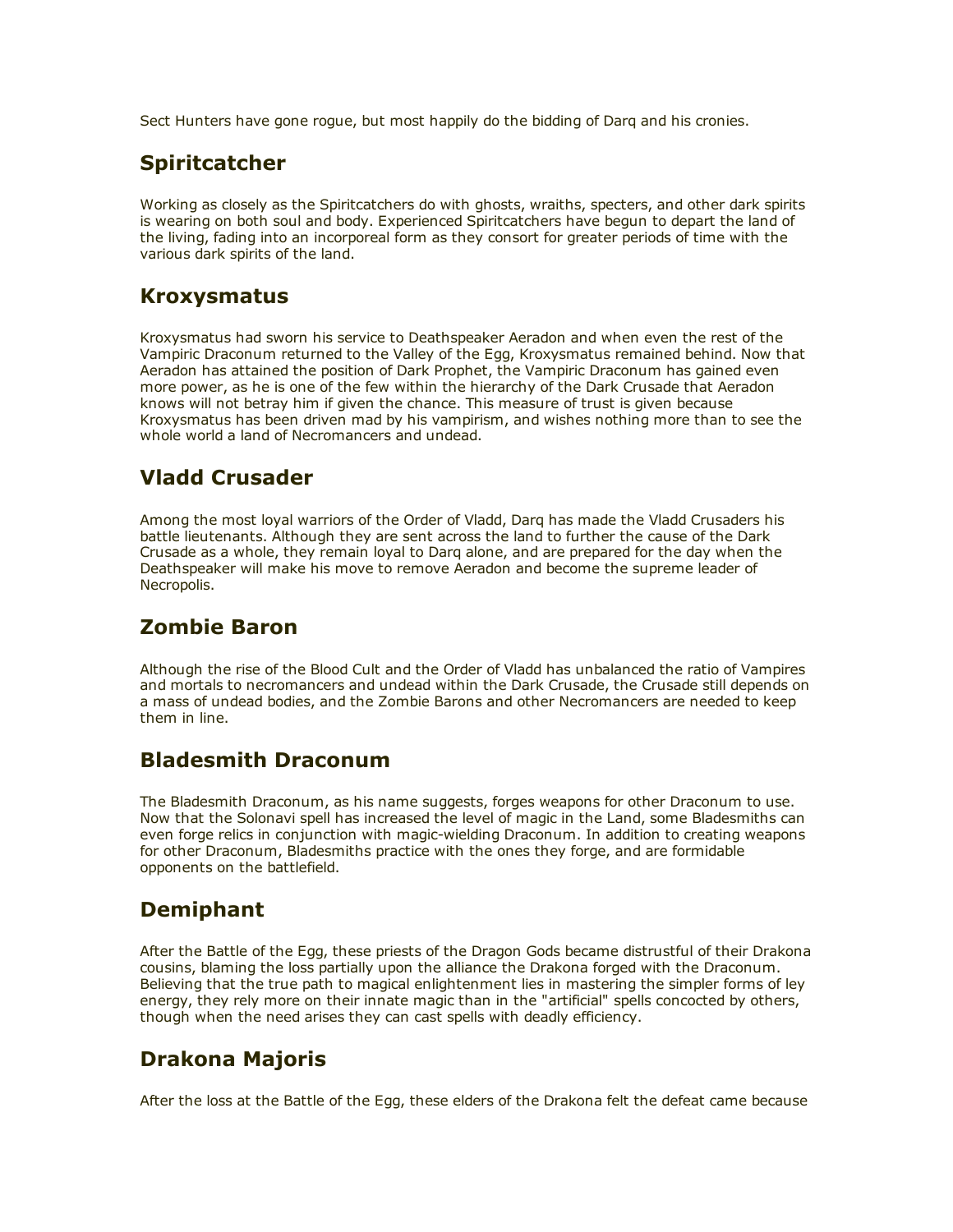Sect Hunters have gone rogue, but most happily do the bidding of Darq and his cronies.

## Spiritcatcher

Working as closely as the Spiritcatchers do with ghosts, wraiths, specters, and other dark spirits is wearing on both soul and body. Experienced Spiritcatchers have begun to depart the land of the living, fading into an incorporeal form as they consort for greater periods of time with the various dark spirits of the land.

## Kroxysmatus

Kroxysmatus had sworn his service to Deathspeaker Aeradon and when even the rest of the Vampiric Draconum returned to the Valley of the Egg, Kroxysmatus remained behind. Now that Aeradon has attained the position of Dark Prophet, the Vampiric Draconum has gained even more power, as he is one of the few within the hierarchy of the Dark Crusade that Aeradon knows will not betray him if given the chance. This measure of trust is given because Kroxysmatus has been driven mad by his vampirism, and wishes nothing more than to see the whole world a land of Necromancers and undead.

## Vladd Crusader

Among the most loyal warriors of the Order of Vladd, Darq has made the Vladd Crusaders his battle lieutenants. Although they are sent across the land to further the cause of the Dark Crusade as a whole, they remain loyal to Darq alone, and are prepared for the day when the Deathspeaker will make his move to remove Aeradon and become the supreme leader of Necropolis.

## Zombie Baron

Although the rise of the Blood Cult and the Order of Vladd has unbalanced the ratio of Vampires and mortals to necromancers and undead within the Dark Crusade, the Crusade still depends on a mass of undead bodies, and the Zombie Barons and other Necromancers are needed to keep them in line.

## Bladesmith Draconum

The Bladesmith Draconum, as his name suggests, forges weapons for other Draconum to use. Now that the Solonavi spell has increased the level of magic in the Land, some Bladesmiths can even forge relics in conjunction with magic-wielding Draconum. In addition to creating weapons for other Draconum, Bladesmiths practice with the ones they forge, and are formidable opponents on the battlefield.

## Demiphant

After the Battle of the Egg, these priests of the Dragon Gods became distrustful of their Drakona cousins, blaming the loss partially upon the alliance the Drakona forged with the Draconum. Believing that the true path to magical enlightenment lies in mastering the simpler forms of ley energy, they rely more on their innate magic than in the "artificial" spells concocted by others, though when the need arises they can cast spells with deadly efficiency.

## Drakona Majoris

After the loss at the Battle of the Egg, these elders of the Drakona felt the defeat came because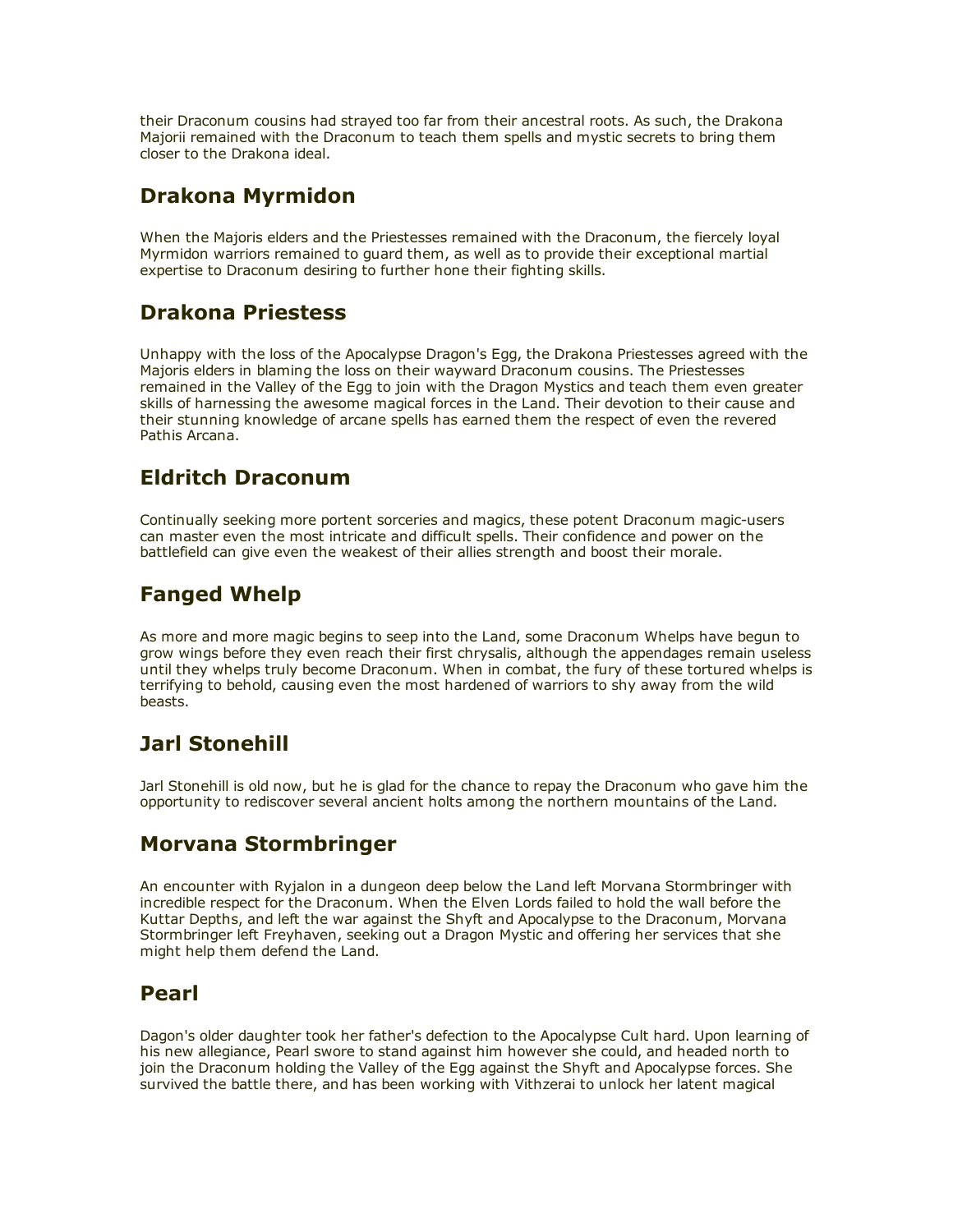their Draconum cousins had strayed too far from their ancestral roots. As such, the Drakona Majorii remained with the Draconum to teach them spells and mystic secrets to bring them closer to the Drakona ideal.

## Drakona Myrmidon

When the Majoris elders and the Priestesses remained with the Draconum, the fiercely loyal Myrmidon warriors remained to guard them, as well as to provide their exceptional martial expertise to Draconum desiring to further hone their fighting skills.

## Drakona Priestess

Unhappy with the loss of the Apocalypse Dragon's Egg, the Drakona Priestesses agreed with the Majoris elders in blaming the loss on their wayward Draconum cousins. The Priestesses remained in the Valley of the Egg to join with the Dragon Mystics and teach them even greater skills of harnessing the awesome magical forces in the Land. Their devotion to their cause and their stunning knowledge of arcane spells has earned them the respect of even the revered Pathis Arcana.

## Eldritch Draconum

Continually seeking more portent sorceries and magics, these potent Draconum magic-users can master even the most intricate and difficult spells. Their confidence and power on the battlefield can give even the weakest of their allies strength and boost their morale.

## Fanged Whelp

As more and more magic begins to seep into the Land, some Draconum Whelps have begun to grow wings before they even reach their first chrysalis, although the appendages remain useless until they whelps truly become Draconum. When in combat, the fury of these tortured whelps is terrifying to behold, causing even the most hardened of warriors to shy away from the wild beasts.

## Jarl Stonehill

Jarl Stonehill is old now, but he is glad for the chance to repay the Draconum who gave him the opportunity to rediscover several ancient holts among the northern mountains of the Land.

## Morvana Stormbringer

An encounter with Ryjalon in a dungeon deep below the Land left Morvana Stormbringer with incredible respect for the Draconum. When the Elven Lords failed to hold the wall before the Kuttar Depths, and left the war against the Shyft and Apocalypse to the Draconum, Morvana Stormbringer left Freyhaven, seeking out a Dragon Mystic and offering her services that she might help them defend the Land.

## Pearl

Dagon's older daughter took her father's defection to the Apocalypse Cult hard. Upon learning of his new allegiance, Pearl swore to stand against him however she could, and headed north to join the Draconum holding the Valley of the Egg against the Shyft and Apocalypse forces. She survived the battle there, and has been working with Vithzerai to unlock her latent magical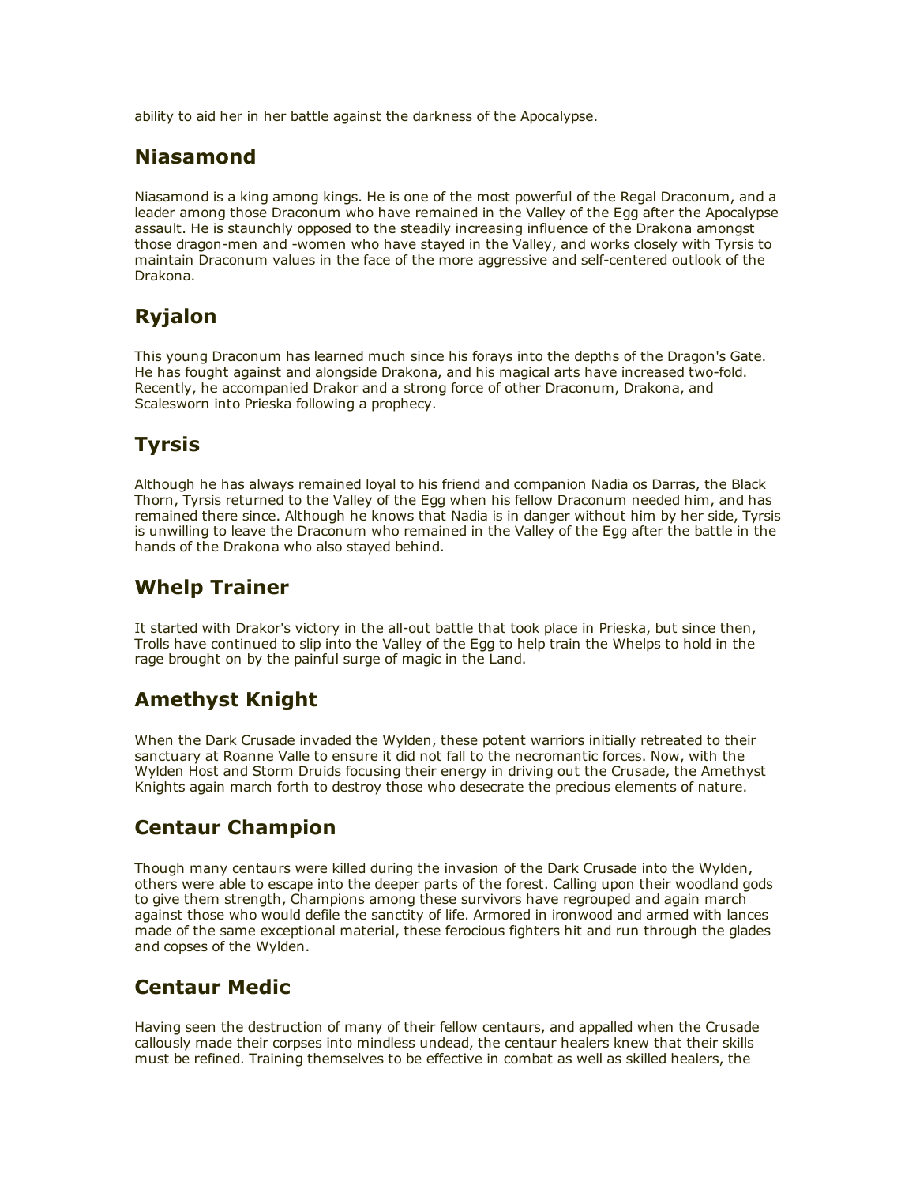ability to aid her in her battle against the darkness of the Apocalypse.

## Niasamond

Niasamond is a king among kings. He is one of the most powerful of the Regal Draconum, and a leader among those Draconum who have remained in the Valley of the Egg after the Apocalypse assault. He is staunchly opposed to the steadily increasing influence of the Drakona amongst those dragon-men and -women who have stayed in the Valley, and works closely with Tyrsis to maintain Draconum values in the face of the more aggressive and self-centered outlook of the Drakona.

## Ryjalon

This young Draconum has learned much since his forays into the depths of the Dragon's Gate. He has fought against and alongside Drakona, and his magical arts have increased two-fold. Recently, he accompanied Drakor and a strong force of other Draconum, Drakona, and Scalesworn into Prieska following a prophecy.

## Tyrsis

Although he has always remained loyal to his friend and companion Nadia os Darras, the Black Thorn, Tyrsis returned to the Valley of the Egg when his fellow Draconum needed him, and has remained there since. Although he knows that Nadia is in danger without him by her side, Tyrsis is unwilling to leave the Draconum who remained in the Valley of the Egg after the battle in the hands of the Drakona who also stayed behind.

## Whelp Trainer

It started with Drakor's victory in the all-out battle that took place in Prieska, but since then, Trolls have continued to slip into the Valley of the Egg to help train the Whelps to hold in the rage brought on by the painful surge of magic in the Land.

## Amethyst Knight

When the Dark Crusade invaded the Wylden, these potent warriors initially retreated to their sanctuary at Roanne Valle to ensure it did not fall to the necromantic forces. Now, with the Wylden Host and Storm Druids focusing their energy in driving out the Crusade, the Amethyst Knights again march forth to destroy those who desecrate the precious elements of nature.

## Centaur Champion

Though many centaurs were killed during the invasion of the Dark Crusade into the Wylden, others were able to escape into the deeper parts of the forest. Calling upon their woodland gods to give them strength, Champions among these survivors have regrouped and again march against those who would defile the sanctity of life. Armored in ironwood and armed with lances made of the same exceptional material, these ferocious fighters hit and run through the glades and copses of the Wylden.

## Centaur Medic

Having seen the destruction of many of their fellow centaurs, and appalled when the Crusade callously made their corpses into mindless undead, the centaur healers knew that their skills must be refined. Training themselves to be effective in combat as well as skilled healers, the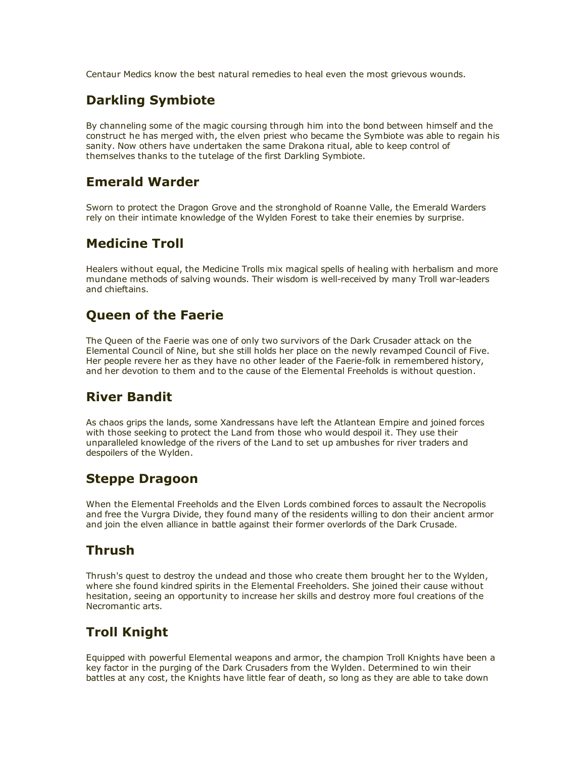Centaur Medics know the best natural remedies to heal even the most grievous wounds.

## Darkling Symbiote

By channeling some of the magic coursing through him into the bond between himself and the construct he has merged with, the elven priest who became the Symbiote was able to regain his sanity. Now others have undertaken the same Drakona ritual, able to keep control of themselves thanks to the tutelage of the first Darkling Symbiote.

## Emerald Warder

Sworn to protect the Dragon Grove and the stronghold of Roanne Valle, the Emerald Warders rely on their intimate knowledge of the Wylden Forest to take their enemies by surprise.

## Medicine Troll

Healers without equal, the Medicine Trolls mix magical spells of healing with herbalism and more mundane methods of salving wounds. Their wisdom is well-received by many Troll war-leaders and chieftains.

## Queen of the Faerie

The Queen of the Faerie was one of only two survivors of the Dark Crusader attack on the Elemental Council of Nine, but she still holds her place on the newly revamped Council of Five. Her people revere her as they have no other leader of the Faerie-folk in remembered history, and her devotion to them and to the cause of the Elemental Freeholds is without question.

## River Bandit

As chaos grips the lands, some Xandressans have left the Atlantean Empire and joined forces with those seeking to protect the Land from those who would despoil it. They use their unparalleled knowledge of the rivers of the Land to set up ambushes for river traders and despoilers of the Wylden.

## Steppe Dragoon

When the Elemental Freeholds and the Elven Lords combined forces to assault the Necropolis and free the Vurgra Divide, they found many of the residents willing to don their ancient armor and join the elven alliance in battle against their former overlords of the Dark Crusade.

## Thrush

Thrush's quest to destroy the undead and those who create them brought her to the Wylden, where she found kindred spirits in the Elemental Freeholders. She joined their cause without hesitation, seeing an opportunity to increase her skills and destroy more foul creations of the Necromantic arts.

## Troll Knight

Equipped with powerful Elemental weapons and armor, the champion Troll Knights have been a key factor in the purging of the Dark Crusaders from the Wylden. Determined to win their battles at any cost, the Knights have little fear of death, so long as they are able to take down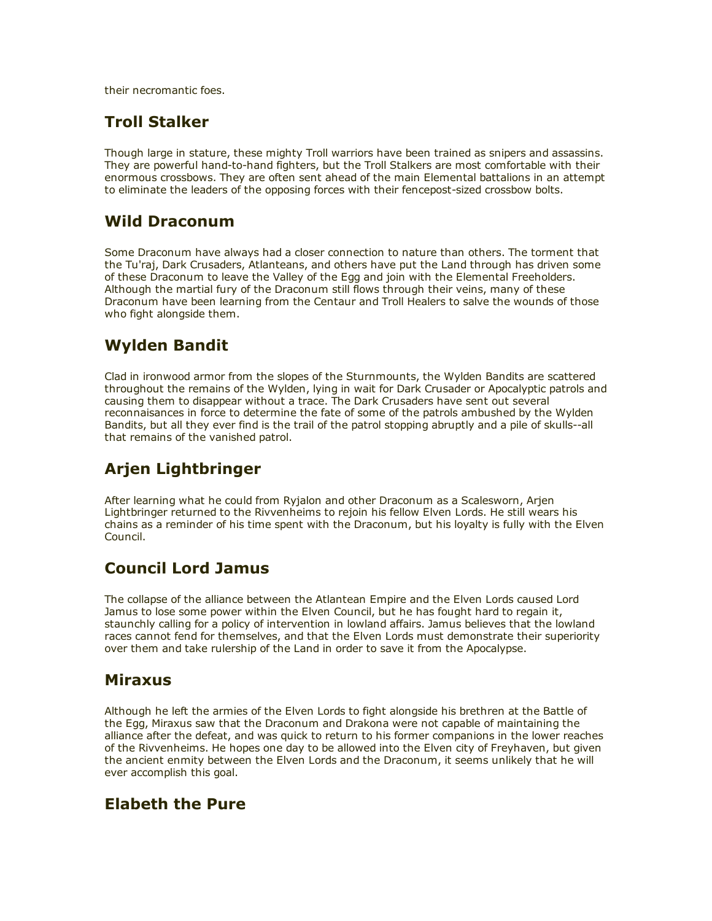their necromantic foes.

## Troll Stalker

Though large in stature, these mighty Troll warriors have been trained as snipers and assassins. They are powerful hand-to-hand fighters, but the Troll Stalkers are most comfortable with their enormous crossbows. They are often sent ahead of the main Elemental battalions in an attempt to eliminate the leaders of the opposing forces with their fencepost-sized crossbow bolts.

## Wild Draconum

Some Draconum have always had a closer connection to nature than others. The torment that the Tu'raj, Dark Crusaders, Atlanteans, and others have put the Land through has driven some of these Draconum to leave the Valley of the Egg and join with the Elemental Freeholders. Although the martial fury of the Draconum still flows through their veins, many of these Draconum have been learning from the Centaur and Troll Healers to salve the wounds of those who fight alongside them.

## Wylden Bandit

Clad in ironwood armor from the slopes of the Sturnmounts, the Wylden Bandits are scattered throughout the remains of the Wylden, lying in wait for Dark Crusader or Apocalyptic patrols and causing them to disappear without a trace. The Dark Crusaders have sent out several reconnaisances in force to determine the fate of some of the patrols ambushed by the Wylden Bandits, but all they ever find is the trail of the patrol stopping abruptly and a pile of skulls--all that remains of the vanished patrol.

## Arjen Lightbringer

After learning what he could from Ryjalon and other Draconum as a Scalesworn, Arjen Lightbringer returned to the Rivvenheims to rejoin his fellow Elven Lords. He still wears his chains as a reminder of his time spent with the Draconum, but his loyalty is fully with the Elven Council.

## Council Lord Jamus

The collapse of the alliance between the Atlantean Empire and the Elven Lords caused Lord Jamus to lose some power within the Elven Council, but he has fought hard to regain it, staunchly calling for a policy of intervention in lowland affairs. Jamus believes that the lowland races cannot fend for themselves, and that the Elven Lords must demonstrate their superiority over them and take rulership of the Land in order to save it from the Apocalypse.

## Miraxus

Although he left the armies of the Elven Lords to fight alongside his brethren at the Battle of the Egg, Miraxus saw that the Draconum and Drakona were not capable of maintaining the alliance after the defeat, and was quick to return to his former companions in the lower reaches of the Rivvenheims. He hopes one day to be allowed into the Elven city of Freyhaven, but given the ancient enmity between the Elven Lords and the Draconum, it seems unlikely that he will ever accomplish this goal.

## Elabeth the Pure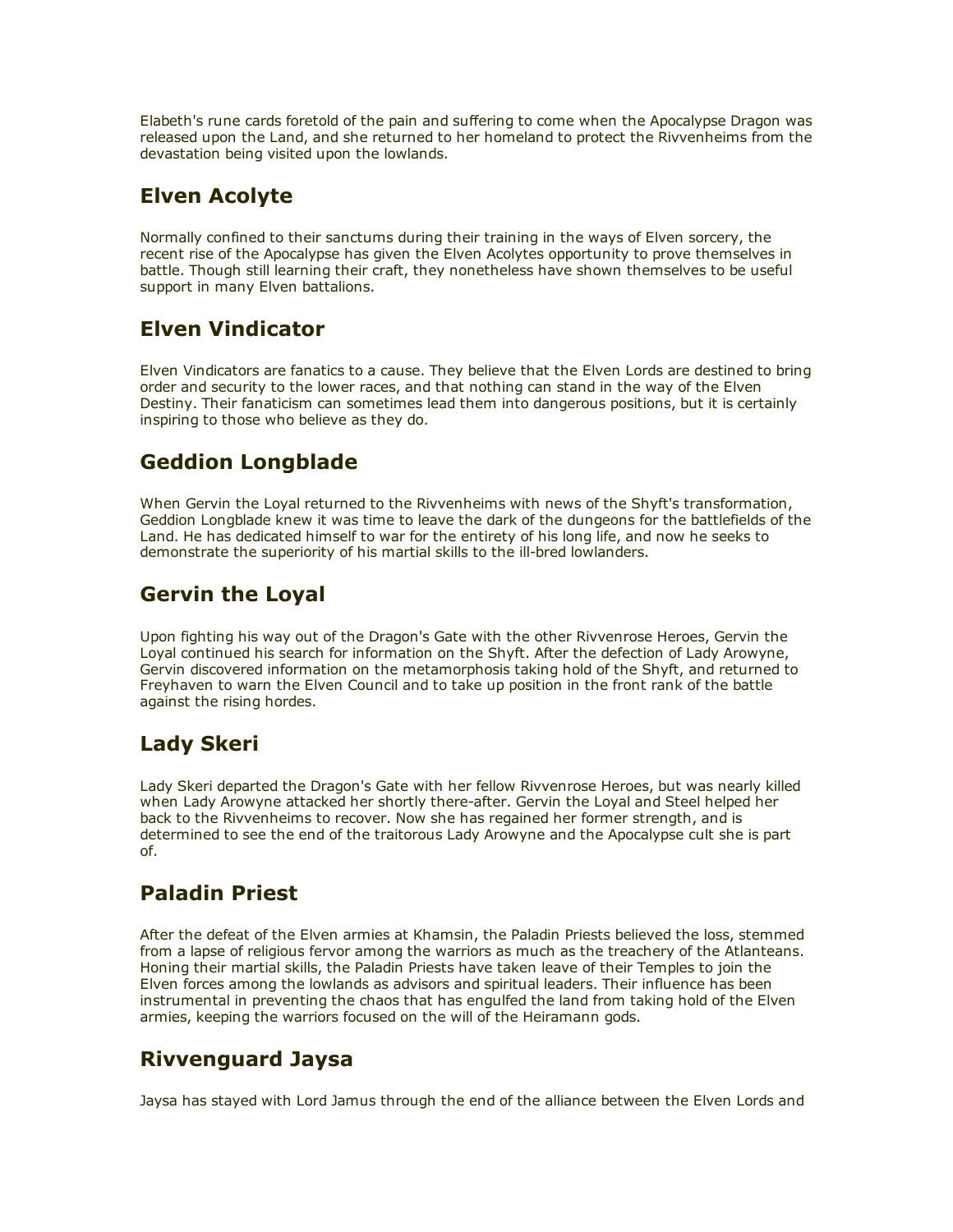Elabeth's rune cards foretold of the pain and suffering to come when the Apocalypse Dragon was released upon the Land, and she returned to her homeland to protect the Rivvenheims from the devastation being visited upon the lowlands.

## Elven Acolyte

Normally confined to their sanctums during their training in the ways of Elven sorcery, the recent rise of the Apocalypse has given the Elven Acolytes opportunity to prove themselves in battle. Though still learning their craft, they nonetheless have shown themselves to be useful support in many Elven battalions.

## Elven Vindicator

Elven Vindicators are fanatics to a cause. They believe that the Elven Lords are destined to bring order and security to the lower races, and that nothing can stand in the way of the Elven Destiny. Their fanaticism can sometimes lead them into dangerous positions, but it is certainly inspiring to those who believe as they do.

## Geddion Longblade

When Gervin the Loyal returned to the Rivvenheims with news of the Shyft's transformation, Geddion Longblade knew it was time to leave the dark of the dungeons for the battlefields of the Land. He has dedicated himself to war for the entirety of his long life, and now he seeks to demonstrate the superiority of his martial skills to the ill-bred lowlanders.

## Gervin the Loyal

Upon fighting his way out of the Dragon's Gate with the other Rivvenrose Heroes, Gervin the Loyal continued his search for information on the Shyft. After the defection of Lady Arowyne, Gervin discovered information on the metamorphosis taking hold of the Shyft, and returned to Freyhaven to warn the Elven Council and to take up position in the front rank of the battle against the rising hordes.

## Lady Skeri

Lady Skeri departed the Dragon's Gate with her fellow Rivvenrose Heroes, but was nearly killed when Lady Arowyne attacked her shortly there-after. Gervin the Loyal and Steel helped her back to the Rivvenheims to recover. Now she has regained her former strength, and is determined to see the end of the traitorous Lady Arowyne and the Apocalypse cult she is part of.

## Paladin Priest

After the defeat of the Elven armies at Khamsin, the Paladin Priests believed the loss, stemmed from a lapse of religious fervor among the warriors as much as the treachery of the Atlanteans. Honing their martial skills, the Paladin Priests have taken leave of their Temples to join the Elven forces among the lowlands as advisors and spiritual leaders. Their influence has been instrumental in preventing the chaos that has engulfed the land from taking hold of the Elven armies, keeping the warriors focused on the will of the Heiramann gods.

## Rivvenguard Jaysa

Jaysa has stayed with Lord Jamus through the end of the alliance between the Elven Lords and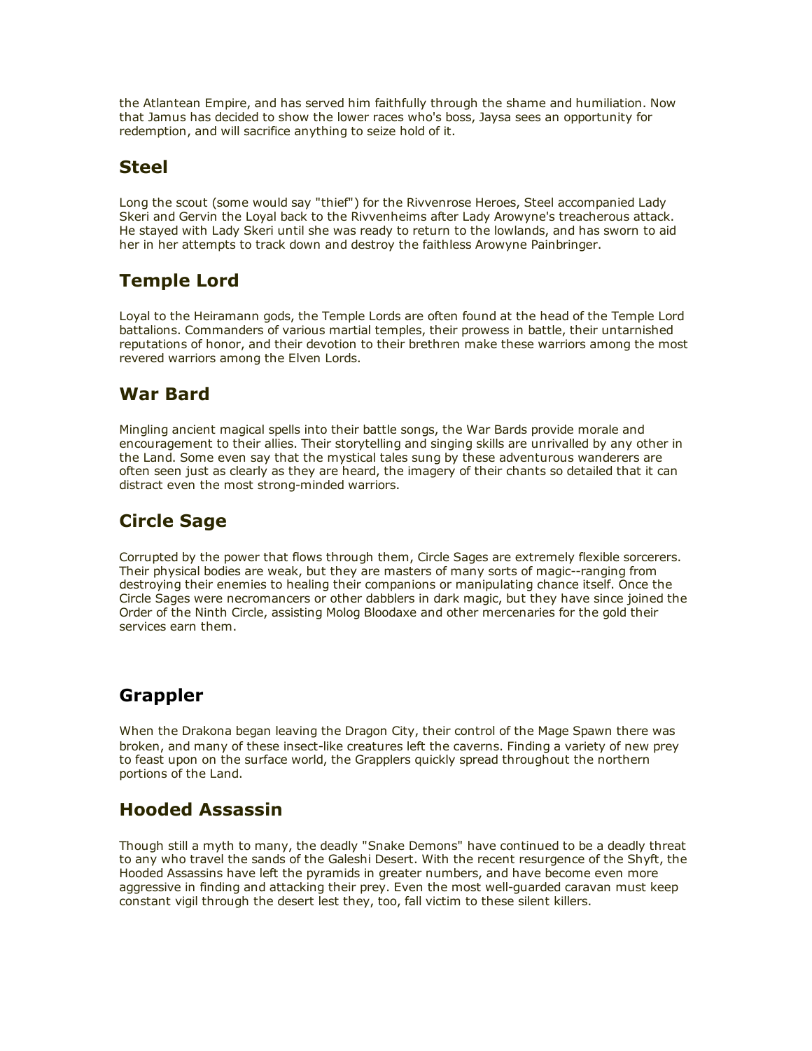the Atlantean Empire, and has served him faithfully through the shame and humiliation. Now that Jamus has decided to show the lower races who's boss, Jaysa sees an opportunity for redemption, and will sacrifice anything to seize hold of it.

## Steel

Long the scout (some would say "thief") for the Rivvenrose Heroes, Steel accompanied Lady Skeri and Gervin the Loyal back to the Rivvenheims after Lady Arowyne's treacherous attack. He stayed with Lady Skeri until she was ready to return to the lowlands, and has sworn to aid her in her attempts to track down and destroy the faithless Arowyne Painbringer.

## Temple Lord

Loyal to the Heiramann gods, the Temple Lords are often found at the head of the Temple Lord battalions. Commanders of various martial temples, their prowess in battle, their untarnished reputations of honor, and their devotion to their brethren make these warriors among the most revered warriors among the Elven Lords.

## War Bard

Mingling ancient magical spells into their battle songs, the War Bards provide morale and encouragement to their allies. Their storytelling and singing skills are unrivalled by any other in the Land. Some even say that the mystical tales sung by these adventurous wanderers are often seen just as clearly as they are heard, the imagery of their chants so detailed that it can distract even the most strong-minded warriors.

## Circle Sage

Corrupted by the power that flows through them, Circle Sages are extremely flexible sorcerers. Their physical bodies are weak, but they are masters of many sorts of magic--ranging from destroying their enemies to healing their companions or manipulating chance itself. Once the Circle Sages were necromancers or other dabblers in dark magic, but they have since joined the Order of the Ninth Circle, assisting Molog Bloodaxe and other mercenaries for the gold their services earn them.

## Grappler

When the Drakona began leaving the Dragon City, their control of the Mage Spawn there was broken, and many of these insect-like creatures left the caverns. Finding a variety of new prey to feast upon on the surface world, the Grapplers quickly spread throughout the northern portions of the Land.

## Hooded Assassin

Though still a myth to many, the deadly "Snake Demons" have continued to be a deadly threat to any who travel the sands of the Galeshi Desert. With the recent resurgence of the Shyft, the Hooded Assassins have left the pyramids in greater numbers, and have become even more aggressive in finding and attacking their prey. Even the most well-guarded caravan must keep constant vigil through the desert lest they, too, fall victim to these silent killers.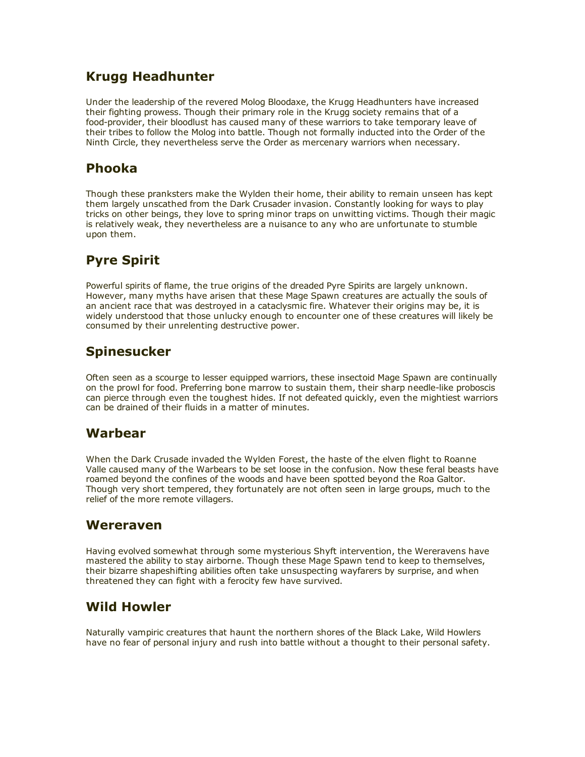## Krugg Headhunter

Under the leadership of the revered Molog Bloodaxe, the Krugg Headhunters have increased their fighting prowess. Though their primary role in the Krugg society remains that of a food-provider, their bloodlust has caused many of these warriors to take temporary leave of their tribes to follow the Molog into battle. Though not formally inducted into the Order of the Ninth Circle, they nevertheless serve the Order as mercenary warriors when necessary.

## Phooka

Though these pranksters make the Wylden their home, their ability to remain unseen has kept them largely unscathed from the Dark Crusader invasion. Constantly looking for ways to play tricks on other beings, they love to spring minor traps on unwitting victims. Though their magic is relatively weak, they nevertheless are a nuisance to any who are unfortunate to stumble upon them.

## Pyre Spirit

Powerful spirits of flame, the true origins of the dreaded Pyre Spirits are largely unknown. However, many myths have arisen that these Mage Spawn creatures are actually the souls of an ancient race that was destroyed in a cataclysmic fire. Whatever their origins may be, it is widely understood that those unlucky enough to encounter one of these creatures will likely be consumed by their unrelenting destructive power.

## Spinesucker

Often seen as a scourge to lesser equipped warriors, these insectoid Mage Spawn are continually on the prowl for food. Preferring bone marrow to sustain them, their sharp needle-like proboscis can pierce through even the toughest hides. If not defeated quickly, even the mightiest warriors can be drained of their fluids in a matter of minutes.

## Warbear

When the Dark Crusade invaded the Wylden Forest, the haste of the elven flight to Roanne Valle caused many of the Warbears to be set loose in the confusion. Now these feral beasts have roamed beyond the confines of the woods and have been spotted beyond the Roa Galtor. Though very short tempered, they fortunately are not often seen in large groups, much to the relief of the more remote villagers.

## Wereraven

Having evolved somewhat through some mysterious Shyft intervention, the Wereravens have mastered the ability to stay airborne. Though these Mage Spawn tend to keep to themselves, their bizarre shapeshifting abilities often take unsuspecting wayfarers by surprise, and when threatened they can fight with a ferocity few have survived.

## Wild Howler

Naturally vampiric creatures that haunt the northern shores of the Black Lake, Wild Howlers have no fear of personal injury and rush into battle without a thought to their personal safety.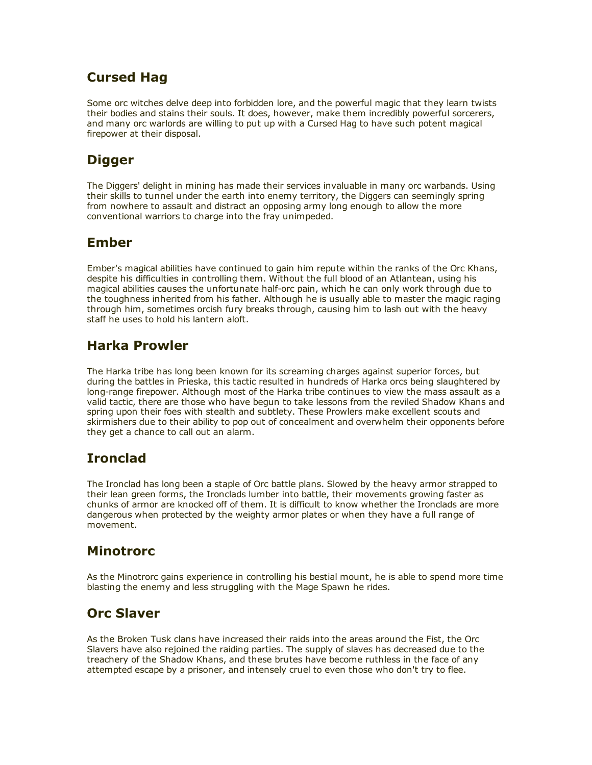## Cursed Hag

Some orc witches delve deep into forbidden lore, and the powerful magic that they learn twists their bodies and stains their souls. It does, however, make them incredibly powerful sorcerers, and many orc warlords are willing to put up with a Cursed Hag to have such potent magical firepower at their disposal.

## Digger

The Diggers' delight in mining has made their services invaluable in many orc warbands. Using their skills to tunnel under the earth into enemy territory, the Diggers can seemingly spring from nowhere to assault and distract an opposing army long enough to allow the more conventional warriors to charge into the fray unimpeded.

## Ember

Ember's magical abilities have continued to gain him repute within the ranks of the Orc Khans, despite his difficulties in controlling them. Without the full blood of an Atlantean, using his magical abilities causes the unfortunate half-orc pain, which he can only work through due to the toughness inherited from his father. Although he is usually able to master the magic raging through him, sometimes orcish fury breaks through, causing him to lash out with the heavy staff he uses to hold his lantern aloft.

## Harka Prowler

The Harka tribe has long been known for its screaming charges against superior forces, but during the battles in Prieska, this tactic resulted in hundreds of Harka orcs being slaughtered by long-range firepower. Although most of the Harka tribe continues to view the mass assault as a valid tactic, there are those who have begun to take lessons from the reviled Shadow Khans and spring upon their foes with stealth and subtlety. These Prowlers make excellent scouts and skirmishers due to their ability to pop out of concealment and overwhelm their opponents before they get a chance to call out an alarm.

## Ironclad

The Ironclad has long been a staple of Orc battle plans. Slowed by the heavy armor strapped to their lean green forms, the Ironclads lumber into battle, their movements growing faster as chunks of armor are knocked off of them. It is difficult to know whether the Ironclads are more dangerous when protected by the weighty armor plates or when they have a full range of movement.

## Minotrorc

As the Minotrorc gains experience in controlling his bestial mount, he is able to spend more time blasting the enemy and less struggling with the Mage Spawn he rides.

## Orc Slaver

As the Broken Tusk clans have increased their raids into the areas around the Fist, the Orc Slavers have also rejoined the raiding parties. The supply of slaves has decreased due to the treachery of the Shadow Khans, and these brutes have become ruthless in the face of any attempted escape by a prisoner, and intensely cruel to even those who don't try to flee.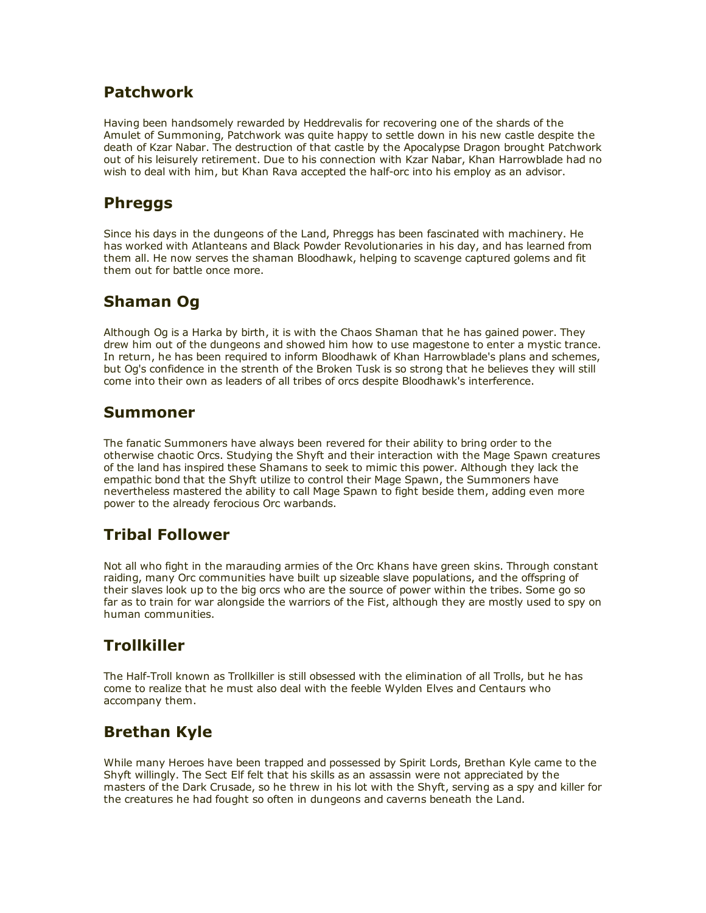## Patchwork

Having been handsomely rewarded by Heddrevalis for recovering one of the shards of the Amulet of Summoning, Patchwork was quite happy to settle down in his new castle despite the death of Kzar Nabar. The destruction of that castle by the Apocalypse Dragon brought Patchwork out of his leisurely retirement. Due to his connection with Kzar Nabar, Khan Harrowblade had no wish to deal with him, but Khan Rava accepted the half-orc into his employ as an advisor.

## Phreggs

Since his days in the dungeons of the Land, Phreggs has been fascinated with machinery. He has worked with Atlanteans and Black Powder Revolutionaries in his day, and has learned from them all. He now serves the shaman Bloodhawk, helping to scavenge captured golems and fit them out for battle once more.

## Shaman Og

Although Og is a Harka by birth, it is with the Chaos Shaman that he has gained power. They drew him out of the dungeons and showed him how to use magestone to enter a mystic trance. In return, he has been required to inform Bloodhawk of Khan Harrowblade's plans and schemes, but Og's confidence in the strenth of the Broken Tusk is so strong that he believes they will still come into their own as leaders of all tribes of orcs despite Bloodhawk's interference.

## Summoner

The fanatic Summoners have always been revered for their ability to bring order to the otherwise chaotic Orcs. Studying the Shyft and their interaction with the Mage Spawn creatures of the land has inspired these Shamans to seek to mimic this power. Although they lack the empathic bond that the Shyft utilize to control their Mage Spawn, the Summoners have nevertheless mastered the ability to call Mage Spawn to fight beside them, adding even more power to the already ferocious Orc warbands.

## Tribal Follower

Not all who fight in the marauding armies of the Orc Khans have green skins. Through constant raiding, many Orc communities have built up sizeable slave populations, and the offspring of their slaves look up to the big orcs who are the source of power within the tribes. Some go so far as to train for war alongside the warriors of the Fist, although they are mostly used to spy on human communities.

## Trollkiller

The Half-Troll known as Trollkiller is still obsessed with the elimination of all Trolls, but he has come to realize that he must also deal with the feeble Wylden Elves and Centaurs who accompany them.

## Brethan Kyle

While many Heroes have been trapped and possessed by Spirit Lords, Brethan Kyle came to the Shyft willingly. The Sect Elf felt that his skills as an assassin were not appreciated by the masters of the Dark Crusade, so he threw in his lot with the Shyft, serving as a spy and killer for the creatures he had fought so often in dungeons and caverns beneath the Land.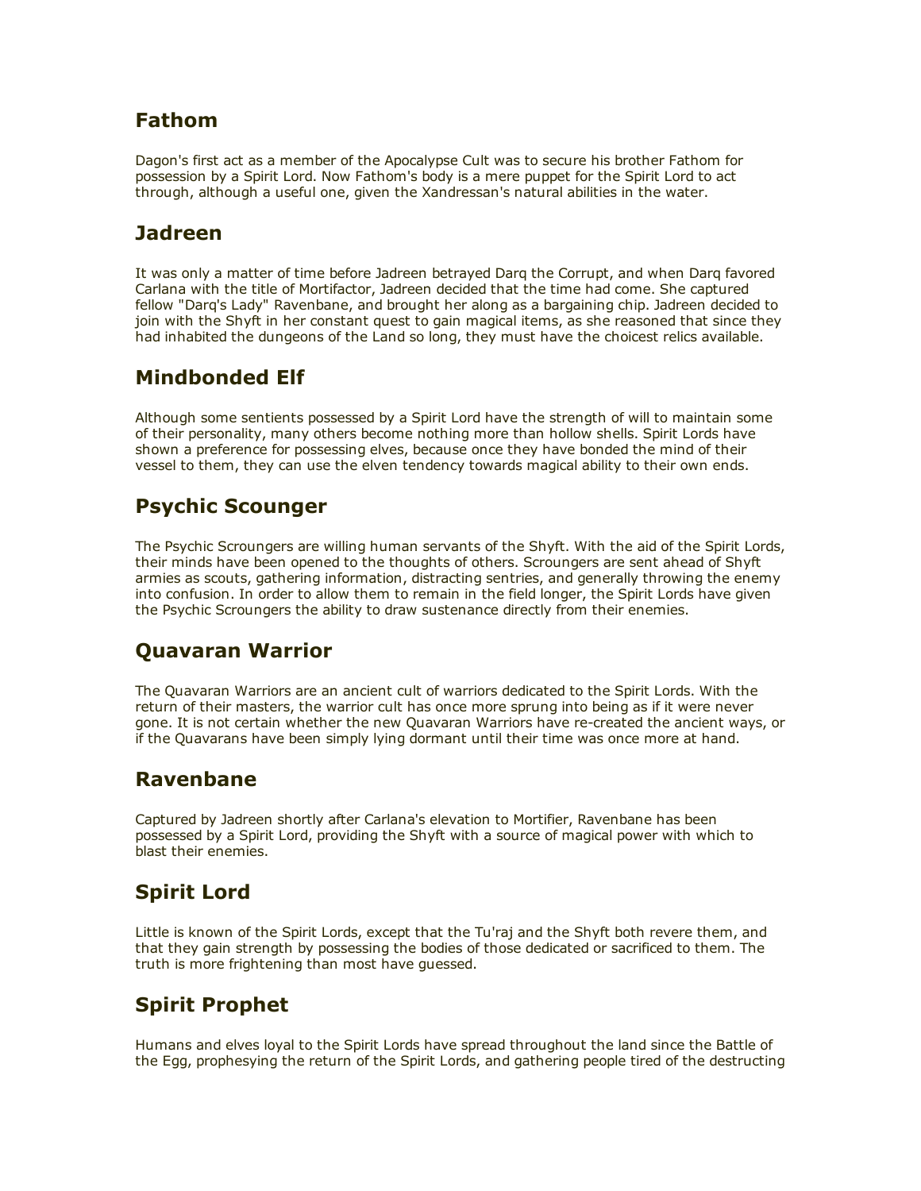## Fathom

Dagon's first act as a member of the Apocalypse Cult was to secure his brother Fathom for possession by a Spirit Lord. Now Fathom's body is a mere puppet for the Spirit Lord to act through, although a useful one, given the Xandressan's natural abilities in the water.

## Jadreen

It was only a matter of time before Jadreen betrayed Darq the Corrupt, and when Darq favored Carlana with the title of Mortifactor, Jadreen decided that the time had come. She captured fellow "Darq's Lady" Ravenbane, and brought her along as a bargaining chip. Jadreen decided to join with the Shyft in her constant quest to gain magical items, as she reasoned that since they had inhabited the dungeons of the Land so long, they must have the choicest relics available.

## Mindbonded Elf

Although some sentients possessed by a Spirit Lord have the strength of will to maintain some of their personality, many others become nothing more than hollow shells. Spirit Lords have shown a preference for possessing elves, because once they have bonded the mind of their vessel to them, they can use the elven tendency towards magical ability to their own ends.

## Psychic Scounger

The Psychic Scroungers are willing human servants of the Shyft. With the aid of the Spirit Lords, their minds have been opened to the thoughts of others. Scroungers are sent ahead of Shyft armies as scouts, gathering information, distracting sentries, and generally throwing the enemy into confusion. In order to allow them to remain in the field longer, the Spirit Lords have given the Psychic Scroungers the ability to draw sustenance directly from their enemies.

## Quavaran Warrior

The Quavaran Warriors are an ancient cult of warriors dedicated to the Spirit Lords. With the return of their masters, the warrior cult has once more sprung into being as if it were never gone. It is not certain whether the new Quavaran Warriors have re-created the ancient ways, or if the Quavarans have been simply lying dormant until their time was once more at hand.

## Ravenbane

Captured by Jadreen shortly after Carlana's elevation to Mortifier, Ravenbane has been possessed by a Spirit Lord, providing the Shyft with a source of magical power with which to blast their enemies.

## Spirit Lord

Little is known of the Spirit Lords, except that the Tu'raj and the Shyft both revere them, and that they gain strength by possessing the bodies of those dedicated or sacrificed to them. The truth is more frightening than most have guessed.

## Spirit Prophet

Humans and elves loyal to the Spirit Lords have spread throughout the land since the Battle of the Egg, prophesying the return of the Spirit Lords, and gathering people tired of the destructing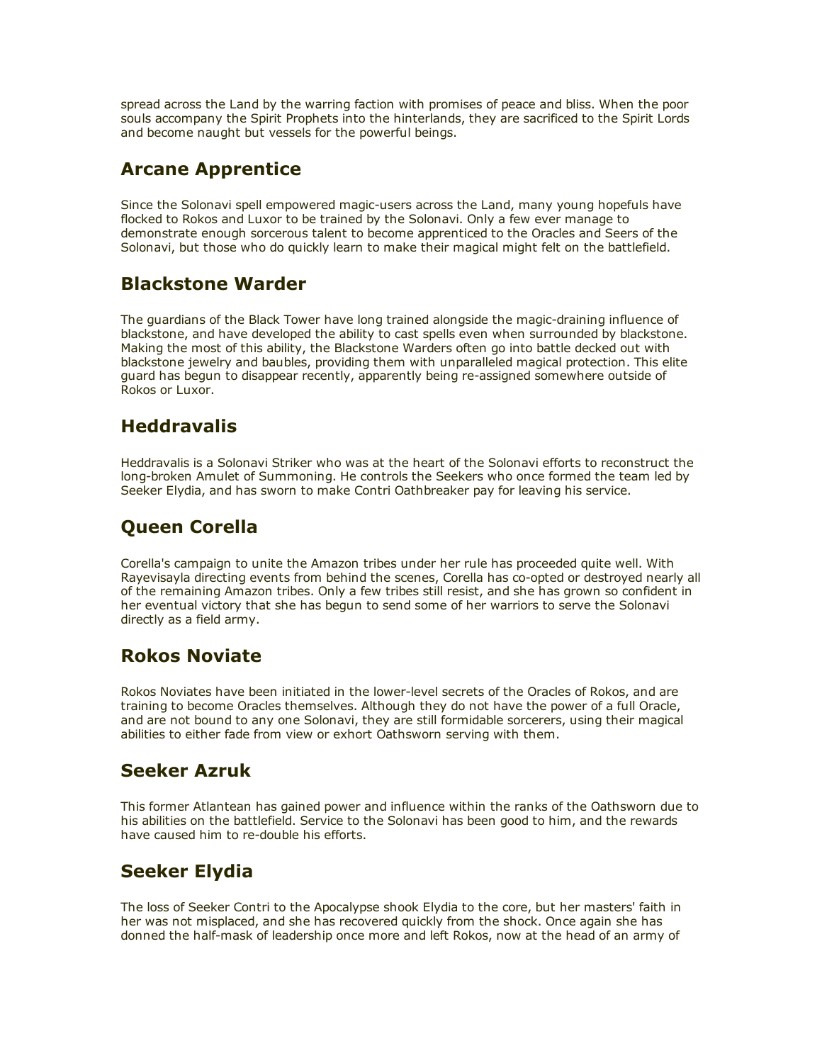spread across the Land by the warring faction with promises of peace and bliss. When the poor souls accompany the Spirit Prophets into the hinterlands, they are sacrificed to the Spirit Lords and become naught but vessels for the powerful beings.

## Arcane Apprentice

Since the Solonavi spell empowered magic-users across the Land, many young hopefuls have flocked to Rokos and Luxor to be trained by the Solonavi. Only a few ever manage to demonstrate enough sorcerous talent to become apprenticed to the Oracles and Seers of the Solonavi, but those who do quickly learn to make their magical might felt on the battlefield.

## Blackstone Warder

The guardians of the Black Tower have long trained alongside the magic-draining influence of blackstone, and have developed the ability to cast spells even when surrounded by blackstone. Making the most of this ability, the Blackstone Warders often go into battle decked out with blackstone jewelry and baubles, providing them with unparalleled magical protection. This elite guard has begun to disappear recently, apparently being re-assigned somewhere outside of Rokos or Luxor.

## Heddravalis

Heddravalis is a Solonavi Striker who was at the heart of the Solonavi efforts to reconstruct the long-broken Amulet of Summoning. He controls the Seekers who once formed the team led by Seeker Elydia, and has sworn to make Contri Oathbreaker pay for leaving his service.

## Queen Corella

Corella's campaign to unite the Amazon tribes under her rule has proceeded quite well. With Rayevisayla directing events from behind the scenes, Corella has co-opted or destroyed nearly all of the remaining Amazon tribes. Only a few tribes still resist, and she has grown so confident in her eventual victory that she has begun to send some of her warriors to serve the Solonavi directly as a field army.

## Rokos Noviate

Rokos Noviates have been initiated in the lower-level secrets of the Oracles of Rokos, and are training to become Oracles themselves. Although they do not have the power of a full Oracle, and are not bound to any one Solonavi, they are still formidable sorcerers, using their magical abilities to either fade from view or exhort Oathsworn serving with them.

## Seeker Azruk

This former Atlantean has gained power and influence within the ranks of the Oathsworn due to his abilities on the battlefield. Service to the Solonavi has been good to him, and the rewards have caused him to re-double his efforts.

## Seeker Elydia

The loss of Seeker Contri to the Apocalypse shook Elydia to the core, but her masters' faith in her was not misplaced, and she has recovered quickly from the shock. Once again she has donned the half-mask of leadership once more and left Rokos, now at the head of an army of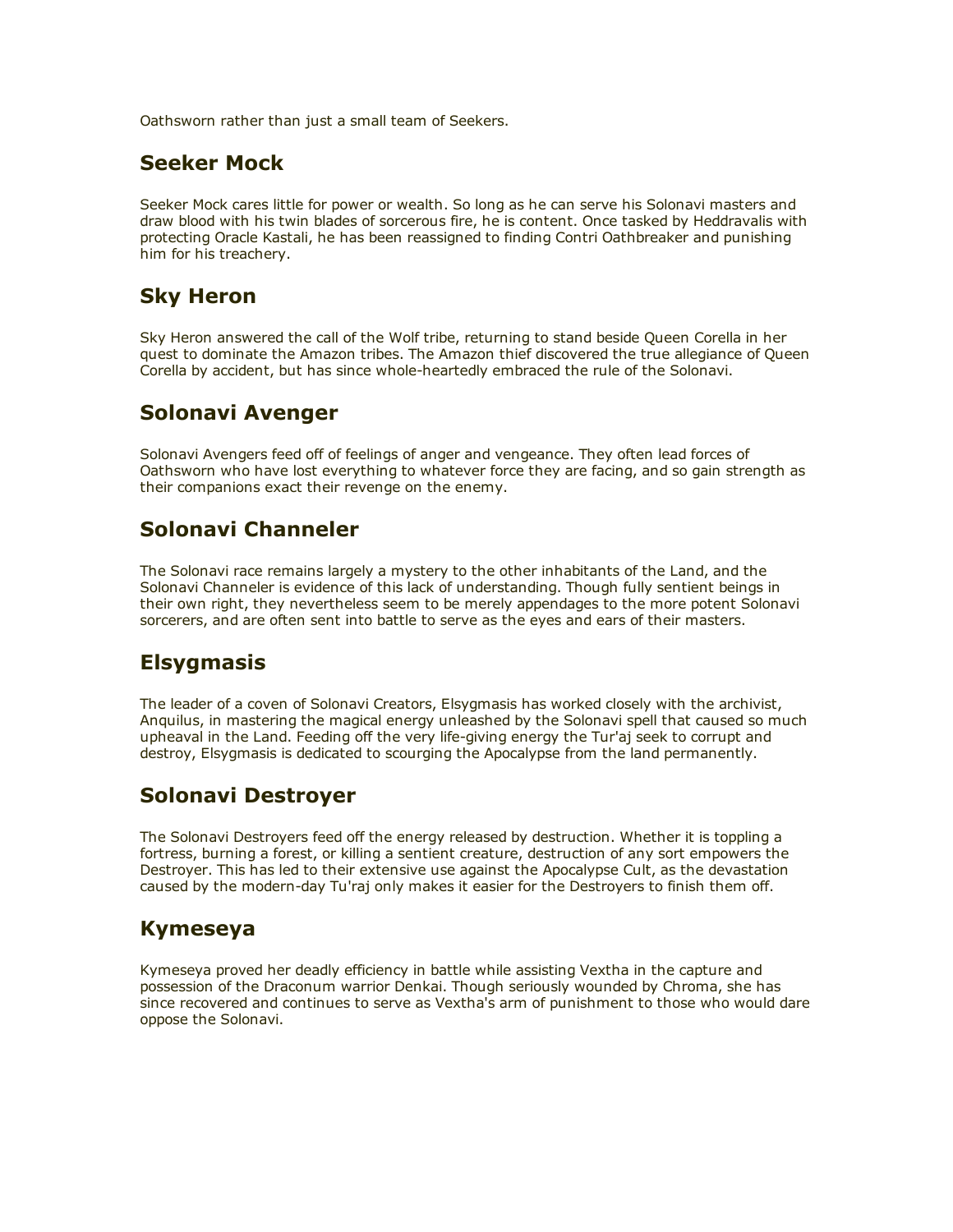Oathsworn rather than just a small team of Seekers.

## Seeker Mock

Seeker Mock cares little for power or wealth. So long as he can serve his Solonavi masters and draw blood with his twin blades of sorcerous fire, he is content. Once tasked by Heddravalis with protecting Oracle Kastali, he has been reassigned to finding Contri Oathbreaker and punishing him for his treachery.

## Sky Heron

Sky Heron answered the call of the Wolf tribe, returning to stand beside Queen Corella in her quest to dominate the Amazon tribes. The Amazon thief discovered the true allegiance of Queen Corella by accident, but has since whole-heartedly embraced the rule of the Solonavi.

## Solonavi Avenger

Solonavi Avengers feed off of feelings of anger and vengeance. They often lead forces of Oathsworn who have lost everything to whatever force they are facing, and so gain strength as their companions exact their revenge on the enemy.

## Solonavi Channeler

The Solonavi race remains largely a mystery to the other inhabitants of the Land, and the Solonavi Channeler is evidence of this lack of understanding. Though fully sentient beings in their own right, they nevertheless seem to be merely appendages to the more potent Solonavi sorcerers, and are often sent into battle to serve as the eyes and ears of their masters.

## Elsygmasis

The leader of a coven of Solonavi Creators, Elsygmasis has worked closely with the archivist, Anquilus, in mastering the magical energy unleashed by the Solonavi spell that caused so much upheaval in the Land. Feeding off the very life-giving energy the Tur'aj seek to corrupt and destroy, Elsygmasis is dedicated to scourging the Apocalypse from the land permanently.

## Solonavi Destroyer

The Solonavi Destroyers feed off the energy released by destruction. Whether it is toppling a fortress, burning a forest, or killing a sentient creature, destruction of any sort empowers the Destroyer. This has led to their extensive use against the Apocalypse Cult, as the devastation caused by the modern-day Tu'raj only makes it easier for the Destroyers to finish them off.

## Kymeseya

Kymeseya proved her deadly efficiency in battle while assisting Vextha in the capture and possession of the Draconum warrior Denkai. Though seriously wounded by Chroma, she has since recovered and continues to serve as Vextha's arm of punishment to those who would dare oppose the Solonavi.